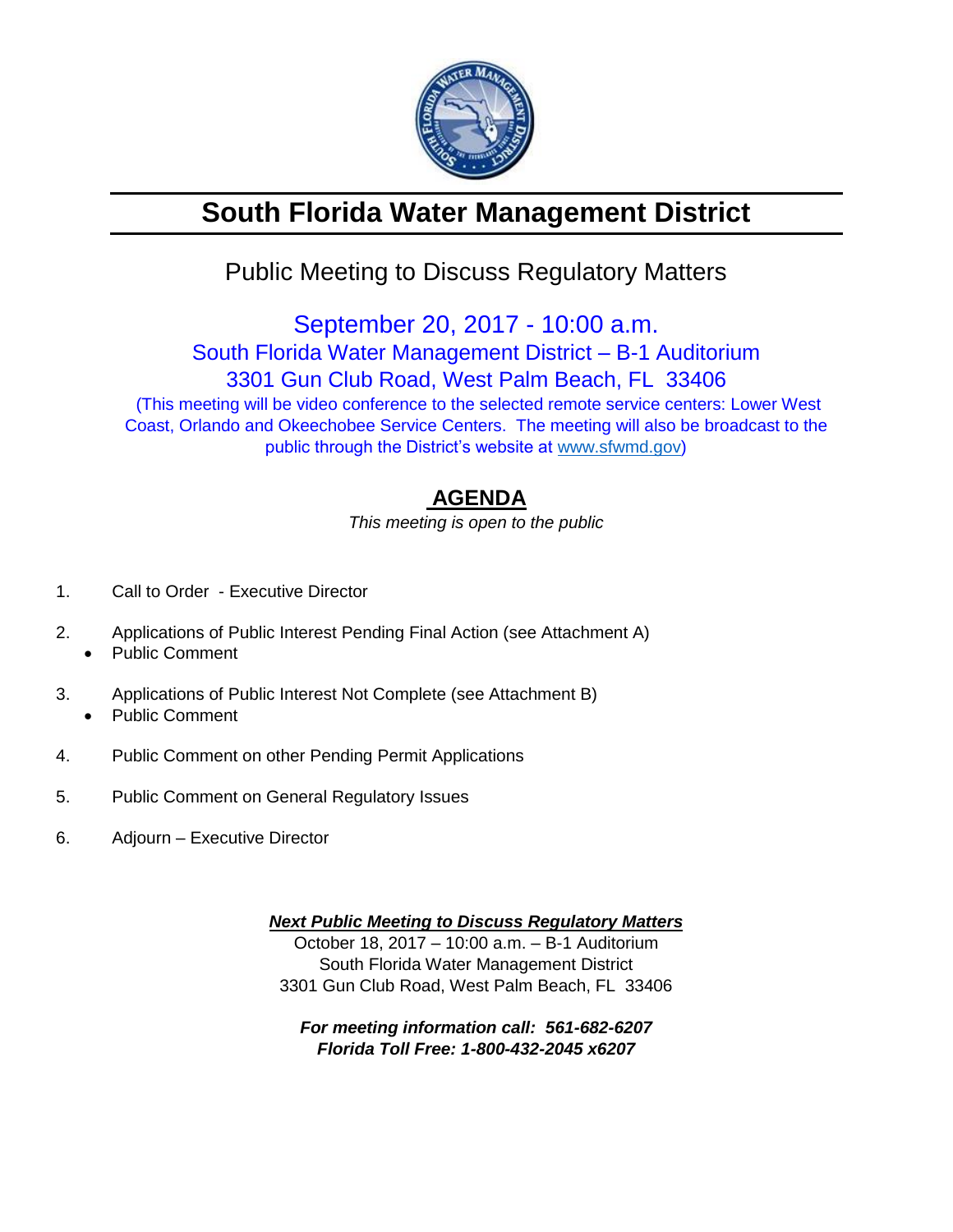# South Florida Water Management District

## Public Meeting to Discuss Regulatory Matters

### September 20, 2017 - 10:00 a.m.

South Florida Water Management District – B-1 Auditorium
3301 Gun Club Road, West Palm Beach, FL 33406

(This meeting will be video conference to the selected remote service centers: Lower West Coast, Orlando and Okeechobee Service Centers. The meeting will also be broadcast to the public through the District's website at www.sfwmd.gov)

## AGENDA

*This meeting is open to the public*

1. Call to Order - Executive Director

2. Applications of Public Interest Pending Final Action (see Attachment A)
   - Public Comment

3. Applications of Public Interest Not Complete (see Attachment B)
   - Public Comment

4. Public Comment on other Pending Permit Applications

5. Public Comment on General Regulatory Issues

6. Adjourn – Executive Director

***Next Public Meeting to Discuss Regulatory Matters***

October 18, 2017 – 10:00 a.m. – B-1 Auditorium
South Florida Water Management District
3301 Gun Club Road, West Palm Beach, FL 33406

***For meeting information call: 561-682-6207***
***Florida Toll Free: 1-800-432-2045 x6207***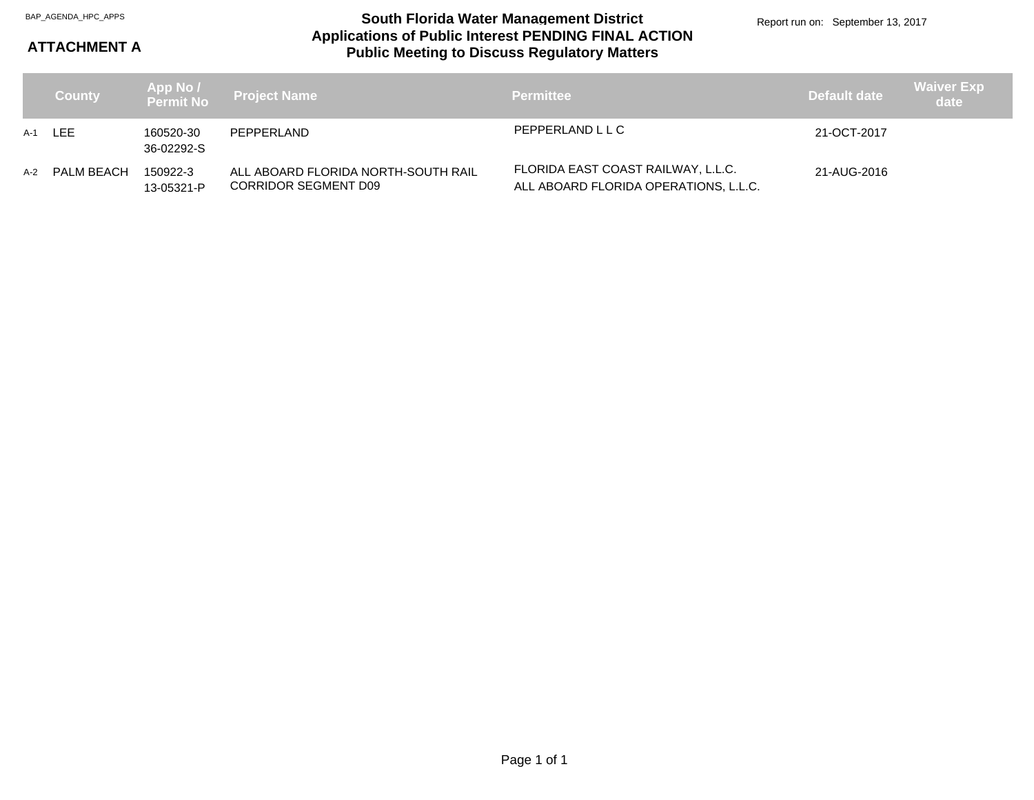BAP_AGENDA_HPC_APPS

**ATTACHMENT A**

# South Florida Water Management District
## Applications of Public Interest PENDING FINAL ACTION
## Public Meeting to Discuss Regulatory Matters

Report run on: September 13, 2017

| | County | App No / Permit No | Project Name | Permittee | Default date | Waiver Exp date |
|---|---|---|---|---|---|---|
| A-1 | LEE | 160520-30<br>36-02292-S | PEPPERLAND | PEPPERLAND L L C | 21-OCT-2017 | |
| A-2 | PALM BEACH | 150922-3<br>13-05321-P | ALL ABOARD FLORIDA NORTH-SOUTH RAIL CORRIDOR SEGMENT D09 | FLORIDA EAST COAST RAILWAY, L.L.C.<br>ALL ABOARD FLORIDA OPERATIONS, L.L.C. | 21-AUG-2016 | |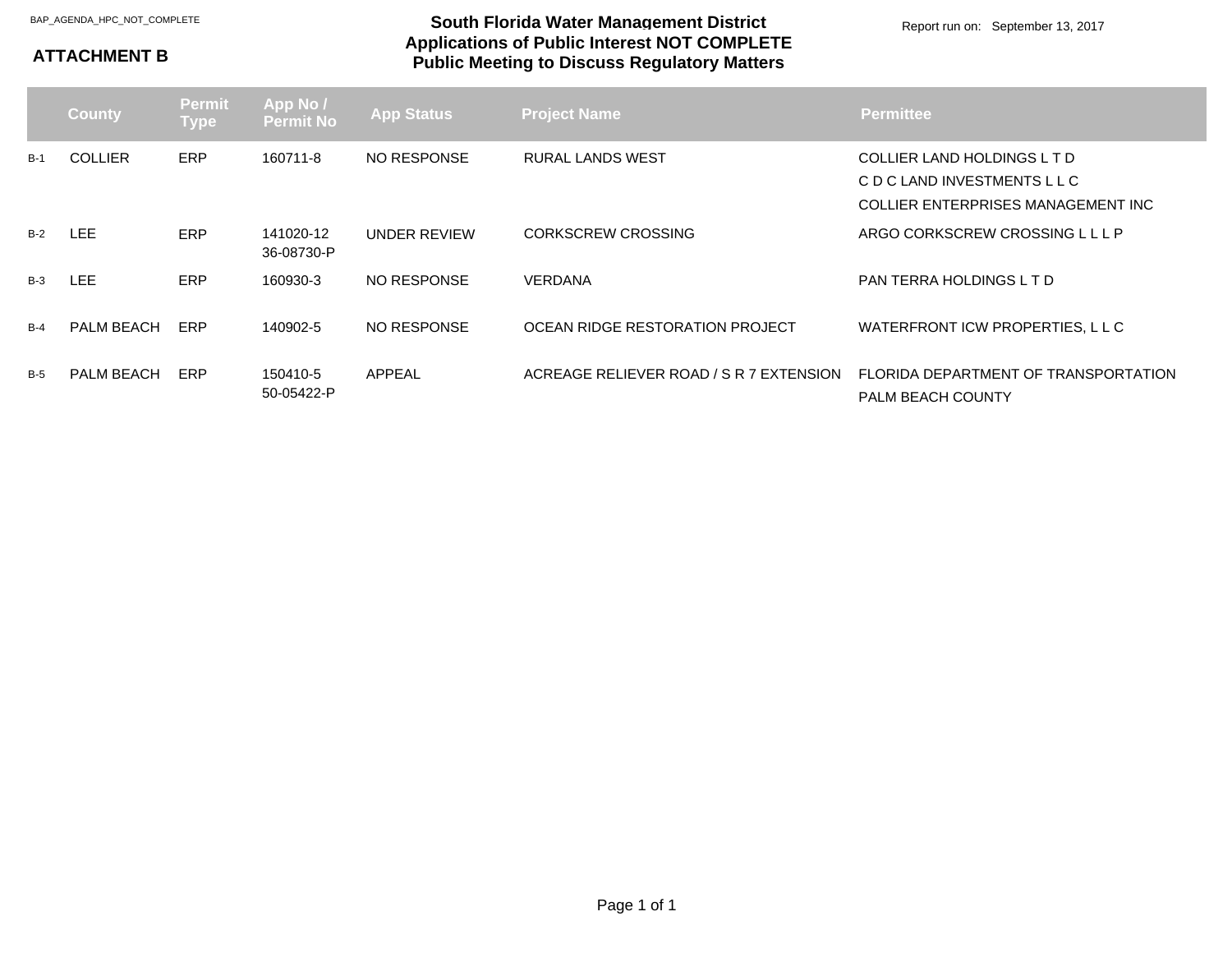BAP_AGENDA_HPC_NOT_COMPLETE

**ATTACHMENT B**

# South Florida Water Management District
## Applications of Public Interest NOT COMPLETE
## Public Meeting to Discuss Regulatory Matters

Report run on: September 13, 2017

| | County | Permit Type | App No / Permit No | App Status | Project Name | Permittee |
|---|---|---|---|---|---|---|
| B-1 | COLLIER | ERP | 160711-8 | NO RESPONSE | RURAL LANDS WEST | COLLIER LAND HOLDINGS L T D<br>C D C LAND INVESTMENTS L L C<br>COLLIER ENTERPRISES MANAGEMENT INC |
| B-2 | LEE | ERP | 141020-12<br>36-08730-P | UNDER REVIEW | CORKSCREW CROSSING | ARGO CORKSCREW CROSSING L L L P |
| B-3 | LEE | ERP | 160930-3 | NO RESPONSE | VERDANA | PAN TERRA HOLDINGS L T D |
| B-4 | PALM BEACH | ERP | 140902-5 | NO RESPONSE | OCEAN RIDGE RESTORATION PROJECT | WATERFRONT ICW PROPERTIES, L L C |
| B-5 | PALM BEACH | ERP | 150410-5<br>50-05422-P | APPEAL | ACREAGE RELIEVER ROAD / S R 7 EXTENSION | FLORIDA DEPARTMENT OF TRANSPORTATION<br>PALM BEACH COUNTY |